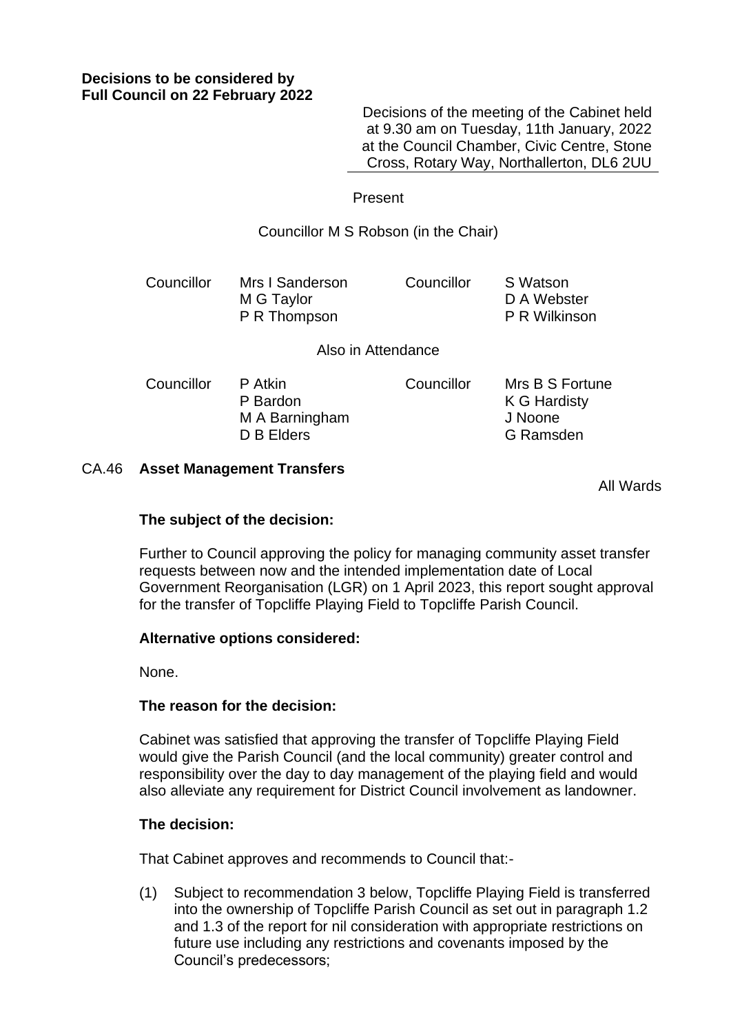**Decisions to be considered by Full Council on 22 February 2022**

Decisions of the meeting of the Cabinet held at 9.30 am on Tuesday, 11th January, 2022 at the Council Chamber, Civic Centre, Stone Cross, Rotary Way, Northallerton, DL6 2UU

Present

Councillor M S Robson (in the Chair)

| Councillor | Mrs I Sanderson | Councillor | S Watson |
|---|---|---|---|
| | M G Taylor | | D A Webster |
| | P R Thompson | | P R Wilkinson |

Also in Attendance

| Councillor | P Atkin | Councillor | Mrs B S Fortune |
|---|---|---|---|
| | P Bardon | | K G Hardisty |
| | M A Barningham | | J Noone |
| | D B Elders | | G Ramsden |

## CA.46 Asset Management Transfers

All Wards

**The subject of the decision:**

Further to Council approving the policy for managing community asset transfer requests between now and the intended implementation date of Local Government Reorganisation (LGR) on 1 April 2023, this report sought approval for the transfer of Topcliffe Playing Field to Topcliffe Parish Council.

**Alternative options considered:**

None.

**The reason for the decision:**

Cabinet was satisfied that approving the transfer of Topcliffe Playing Field would give the Parish Council (and the local community) greater control and responsibility over the day to day management of the playing field and would also alleviate any requirement for District Council involvement as landowner.

**The decision:**

That Cabinet approves and recommends to Council that:-

(1) Subject to recommendation 3 below, Topcliffe Playing Field is transferred into the ownership of Topcliffe Parish Council as set out in paragraph 1.2 and 1.3 of the report for nil consideration with appropriate restrictions on future use including any restrictions and covenants imposed by the Council's predecessors;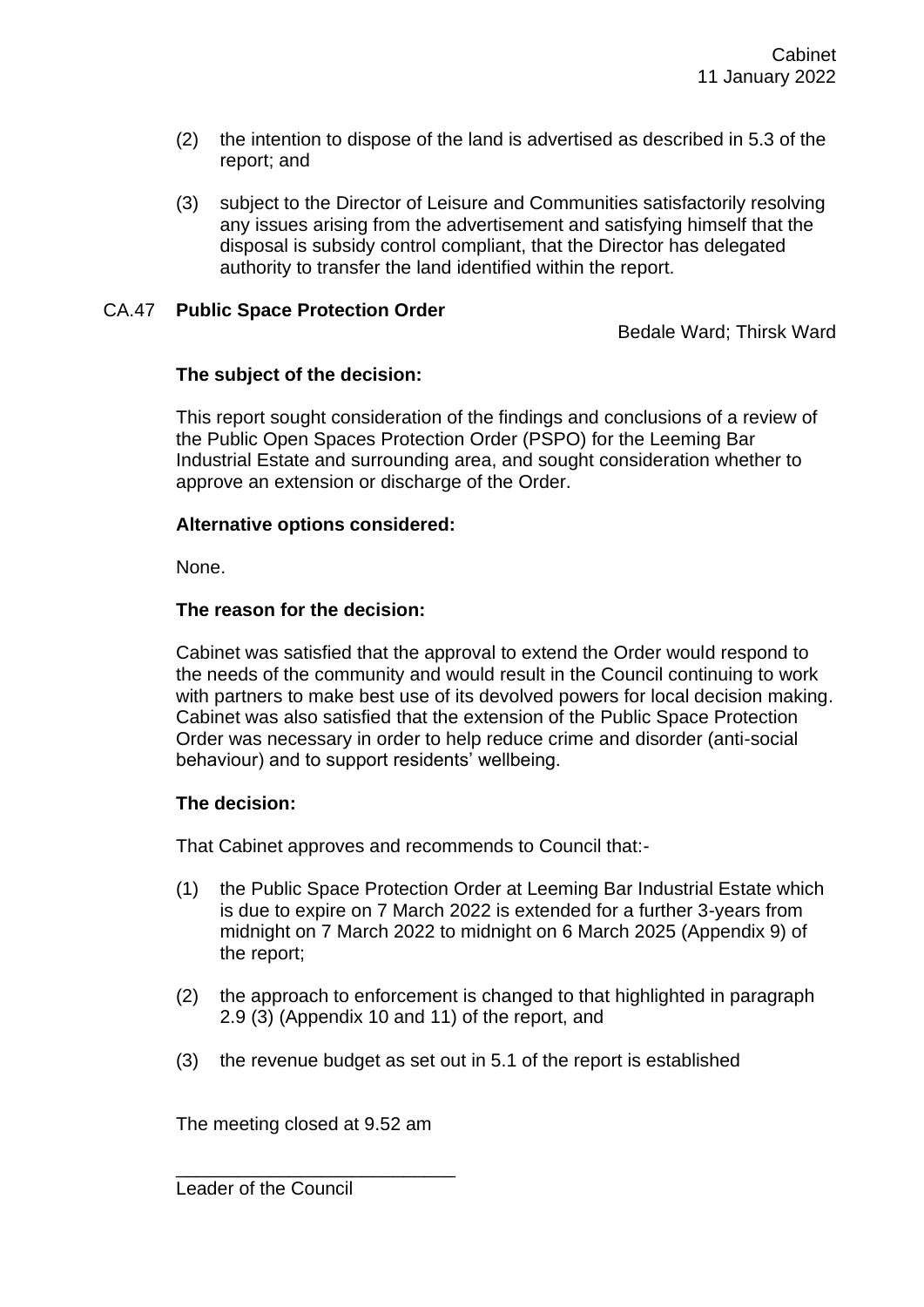(2) the intention to dispose of the land is advertised as described in 5.3 of the report; and

(3) subject to the Director of Leisure and Communities satisfactorily resolving any issues arising from the advertisement and satisfying himself that the disposal is subsidy control compliant, that the Director has delegated authority to transfer the land identified within the report.

## CA.47 Public Space Protection Order

Bedale Ward; Thirsk Ward

**The subject of the decision:**

This report sought consideration of the findings and conclusions of a review of the Public Open Spaces Protection Order (PSPO) for the Leeming Bar Industrial Estate and surrounding area, and sought consideration whether to approve an extension or discharge of the Order.

**Alternative options considered:**

None.

**The reason for the decision:**

Cabinet was satisfied that the approval to extend the Order would respond to the needs of the community and would result in the Council continuing to work with partners to make best use of its devolved powers for local decision making. Cabinet was also satisfied that the extension of the Public Space Protection Order was necessary in order to help reduce crime and disorder (anti-social behaviour) and to support residents' wellbeing.

**The decision:**

That Cabinet approves and recommends to Council that:-

(1) the Public Space Protection Order at Leeming Bar Industrial Estate which is due to expire on 7 March 2022 is extended for a further 3-years from midnight on 7 March 2022 to midnight on 6 March 2025 (Appendix 9) of the report;

(2) the approach to enforcement is changed to that highlighted in paragraph 2.9 (3) (Appendix 10 and 11) of the report, and

(3) the revenue budget as set out in 5.1 of the report is established

The meeting closed at 9.52 am

___________________________

Leader of the Council